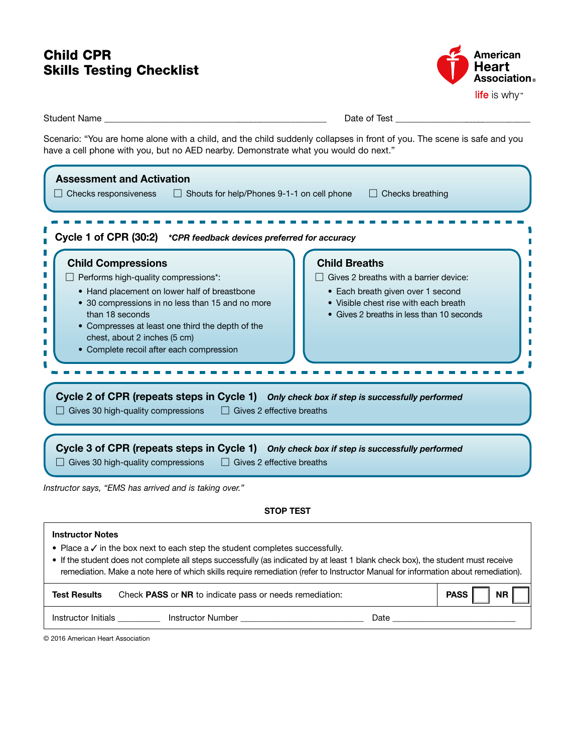# Child CPR
# Skills Testing Checklist

American Heart Association
life is why™

Student Name ________________________________________________ Date of Test ______________________________

Scenario: "You are home alone with a child, and the child suddenly collapses in front of you. The scene is safe and you have a cell phone with you, but no AED nearby. Demonstrate what you would do next."

## Assessment and Activation

☐ Checks responsiveness ☐ Shouts for help/Phones 9-1-1 on cell phone ☐ Checks breathing

## Cycle 1 of CPR (30:2) *\*CPR feedback devices preferred for accuracy*

### Child Compressions

☐ Performs high-quality compressions*:

- Hand placement on lower half of breastbone
- 30 compressions in no less than 15 and no more than 18 seconds
- Compresses at least one third the depth of the chest, about 2 inches (5 cm)
- Complete recoil after each compression

### Child Breaths

☐ Gives 2 breaths with a barrier device:

- Each breath given over 1 second
- Visible chest rise with each breath
- Gives 2 breaths in less than 10 seconds

## Cycle 2 of CPR (repeats steps in Cycle 1) *Only check box if step is successfully performed*

☐ Gives 30 high-quality compressions ☐ Gives 2 effective breaths

## Cycle 3 of CPR (repeats steps in Cycle 1) *Only check box if step is successfully performed*

☐ Gives 30 high-quality compressions ☐ Gives 2 effective breaths

*Instructor says, "EMS has arrived and is taking over."*

**STOP TEST**

**Instructor Notes**

- Place a ✓ in the box next to each step the student completes successfully.
- If the student does not complete all steps successfully (as indicated by at least 1 blank check box), the student must receive remediation. Make a note here of which skills require remediation (refer to Instructor Manual for information about remediation).

**Test Results** Check **PASS** or **NR** to indicate pass or needs remediation: **PASS** ☐ **NR** ☐

Instructor Initials _________ Instructor Number __________________________ Date __________________________

© 2016 American Heart Association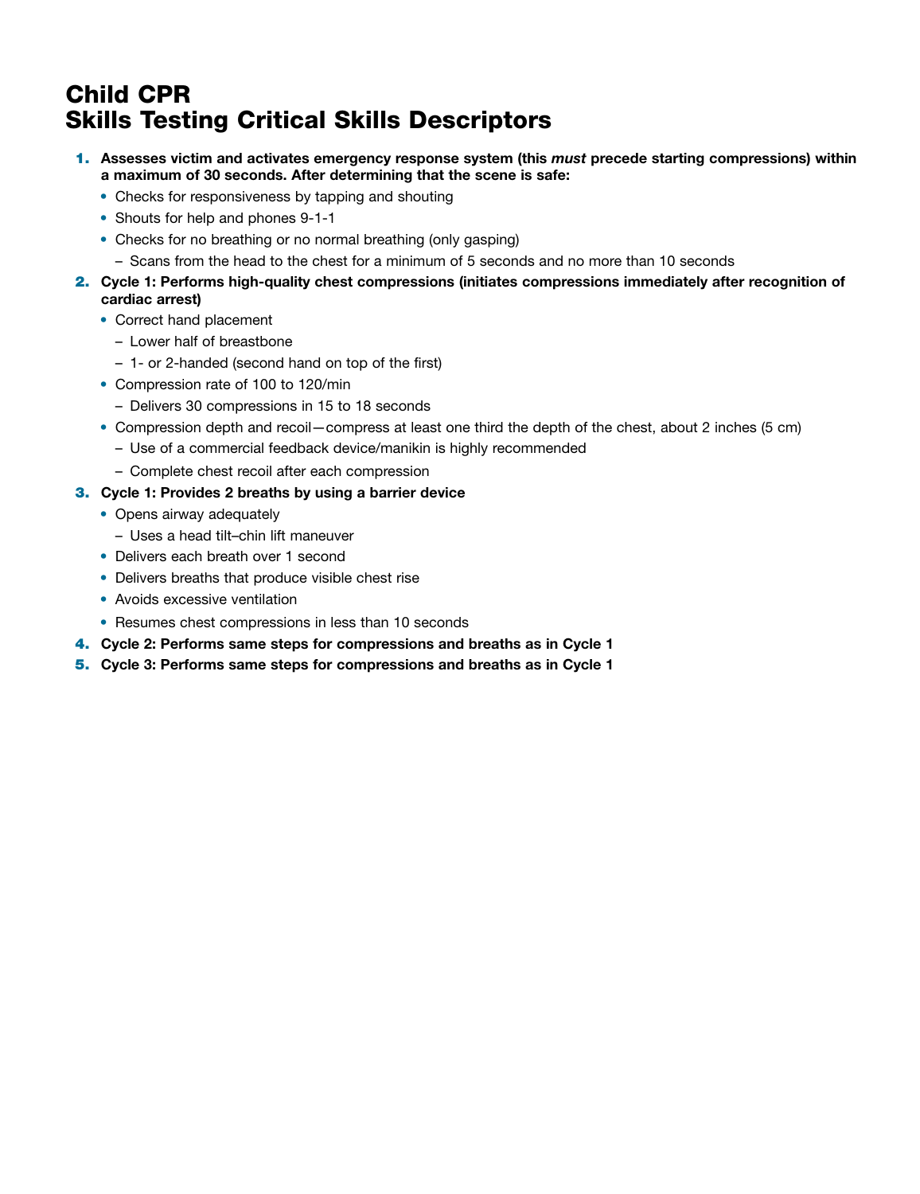# Child CPR
# Skills Testing Critical Skills Descriptors

1. **Assesses victim and activates emergency response system (this *must* precede starting compressions) within a maximum of 30 seconds. After determining that the scene is safe:**
   - Checks for responsiveness by tapping and shouting
   - Shouts for help and phones 9-1-1
   - Checks for no breathing or no normal breathing (only gasping)
     - Scans from the head to the chest for a minimum of 5 seconds and no more than 10 seconds
2. **Cycle 1: Performs high-quality chest compressions (initiates compressions immediately after recognition of cardiac arrest)**
   - Correct hand placement
     - Lower half of breastbone
     - 1- or 2-handed (second hand on top of the first)
   - Compression rate of 100 to 120/min
     - Delivers 30 compressions in 15 to 18 seconds
   - Compression depth and recoil—compress at least one third the depth of the chest, about 2 inches (5 cm)
     - Use of a commercial feedback device/manikin is highly recommended
     - Complete chest recoil after each compression
3. **Cycle 1: Provides 2 breaths by using a barrier device**
   - Opens airway adequately
     - Uses a head tilt–chin lift maneuver
   - Delivers each breath over 1 second
   - Delivers breaths that produce visible chest rise
   - Avoids excessive ventilation
   - Resumes chest compressions in less than 10 seconds
4. **Cycle 2: Performs same steps for compressions and breaths as in Cycle 1**
5. **Cycle 3: Performs same steps for compressions and breaths as in Cycle 1**